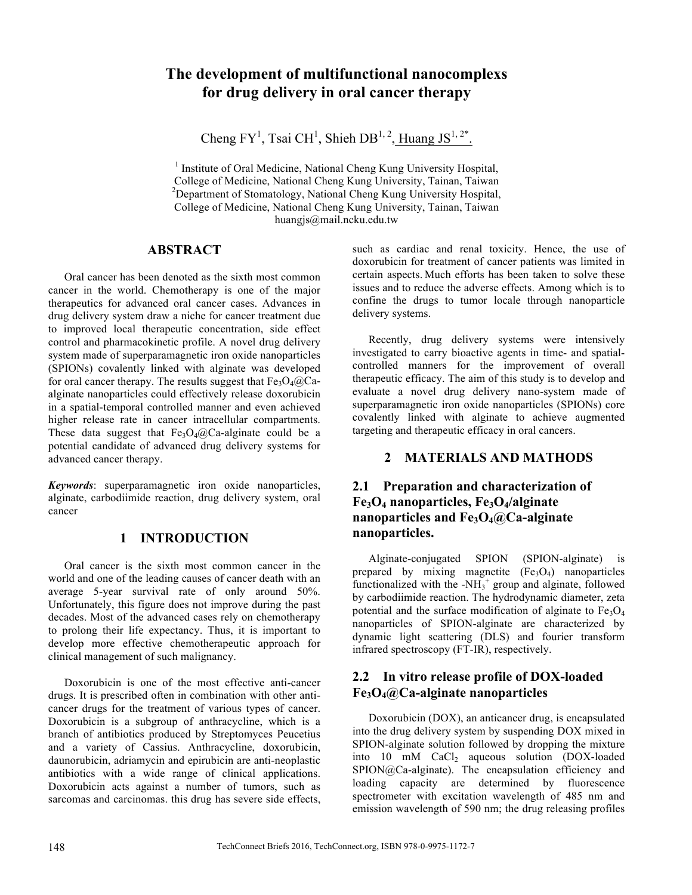# The development of multifunctional nanocomplexs for drug delivery in oral cancer therapy

Cheng FY[1], Tsai CH[1], Shieh DB[1, 2], Huang JS[1, 2*].

[1] Institute of Oral Medicine, National Cheng Kung University Hospital, College of Medicine, National Cheng Kung University, Tainan, Taiwan
[2] Department of Stomatology, National Cheng Kung University Hospital, College of Medicine, National Cheng Kung University, Tainan, Taiwan
huangjs@mail.ncku.edu.tw

## ABSTRACT

Oral cancer has been denoted as the sixth most common cancer in the world. Chemotherapy is one of the major therapeutics for advanced oral cancer cases. Advances in drug delivery system draw a niche for cancer treatment due to improved local therapeutic concentration, side effect control and pharmacokinetic profile. A novel drug delivery system made of superparamagnetic iron oxide nanoparticles (SPIONs) covalently linked with alginate was developed for oral cancer therapy. The results suggest that $Fe_3O_4$@Ca-alginate nanoparticles could effectively release doxorubicin in a spatial-temporal controlled manner and even achieved higher release rate in cancer intracellular compartments. These data suggest that $Fe_3O_4$@Ca-alginate could be a potential candidate of advanced drug delivery systems for advanced cancer therapy.

***Keywords***: superparamagnetic iron oxide nanoparticles, alginate, carbodiimide reaction, drug delivery system, oral cancer

## 1 INTRODUCTION

Oral cancer is the sixth most common cancer in the world and one of the leading causes of cancer death with an average 5-year survival rate of only around 50%. Unfortunately, this figure does not improve during the past decades. Most of the advanced cases rely on chemotherapy to prolong their life expectancy. Thus, it is important to develop more effective chemotherapeutic approach for clinical management of such malignancy.

Doxorubicin is one of the most effective anti-cancer drugs. It is prescribed often in combination with other anti-cancer drugs for the treatment of various types of cancer. Doxorubicin is a subgroup of anthracycline, which is a branch of antibiotics produced by Streptomyces Peucetius and a variety of Cassius. Anthracycline, doxorubicin, daunorubicin, adriamycin and epirubicin are anti-neoplastic antibiotics with a wide range of clinical applications. Doxorubicin acts against a number of tumors, such as sarcomas and carcinomas. this drug has severe side effects, such as cardiac and renal toxicity. Hence, the use of doxorubicin for treatment of cancer patients was limited in certain aspects. Much efforts has been taken to solve these issues and to reduce the adverse effects. Among which is to confine the drugs to tumor locale through nanoparticle delivery systems.

Recently, drug delivery systems were intensively investigated to carry bioactive agents in time- and spatial-controlled manners for the improvement of overall therapeutic efficacy. The aim of this study is to develop and evaluate a novel drug delivery nano-system made of superparamagnetic iron oxide nanoparticles (SPIONs) core covalently linked with alginate to achieve augmented targeting and therapeutic efficacy in oral cancers.

## 2 MATERIALS AND MATHODS

### 2.1 Preparation and characterization of $Fe_3O_4$ nanoparticles, $Fe_3O_4$/alginate nanoparticles and $Fe_3O_4$@Ca-alginate nanoparticles.

Alginate-conjugated SPION (SPION-alginate) is prepared by mixing magnetite ($Fe_3O_4$) nanoparticles functionalized with the $-NH_3^+$ group and alginate, followed by carbodiimide reaction. The hydrodynamic diameter, zeta potential and the surface modification of alginate to $Fe_3O_4$ nanoparticles of SPION-alginate are characterized by dynamic light scattering (DLS) and fourier transform infrared spectroscopy (FT-IR), respectively.

### 2.2 In vitro release profile of DOX-loaded $Fe_3O_4$@Ca-alginate nanoparticles

Doxorubicin (DOX), an anticancer drug, is encapsulated into the drug delivery system by suspending DOX mixed in SPION-alginate solution followed by dropping the mixture into 10 mM $CaCl_2$ aqueous solution (DOX-loaded SPION@Ca-alginate). The encapsulation efficiency and loading capacity are determined by fluorescence spectrometer with excitation wavelength of 485 nm and emission wavelength of 590 nm; the drug releasing profiles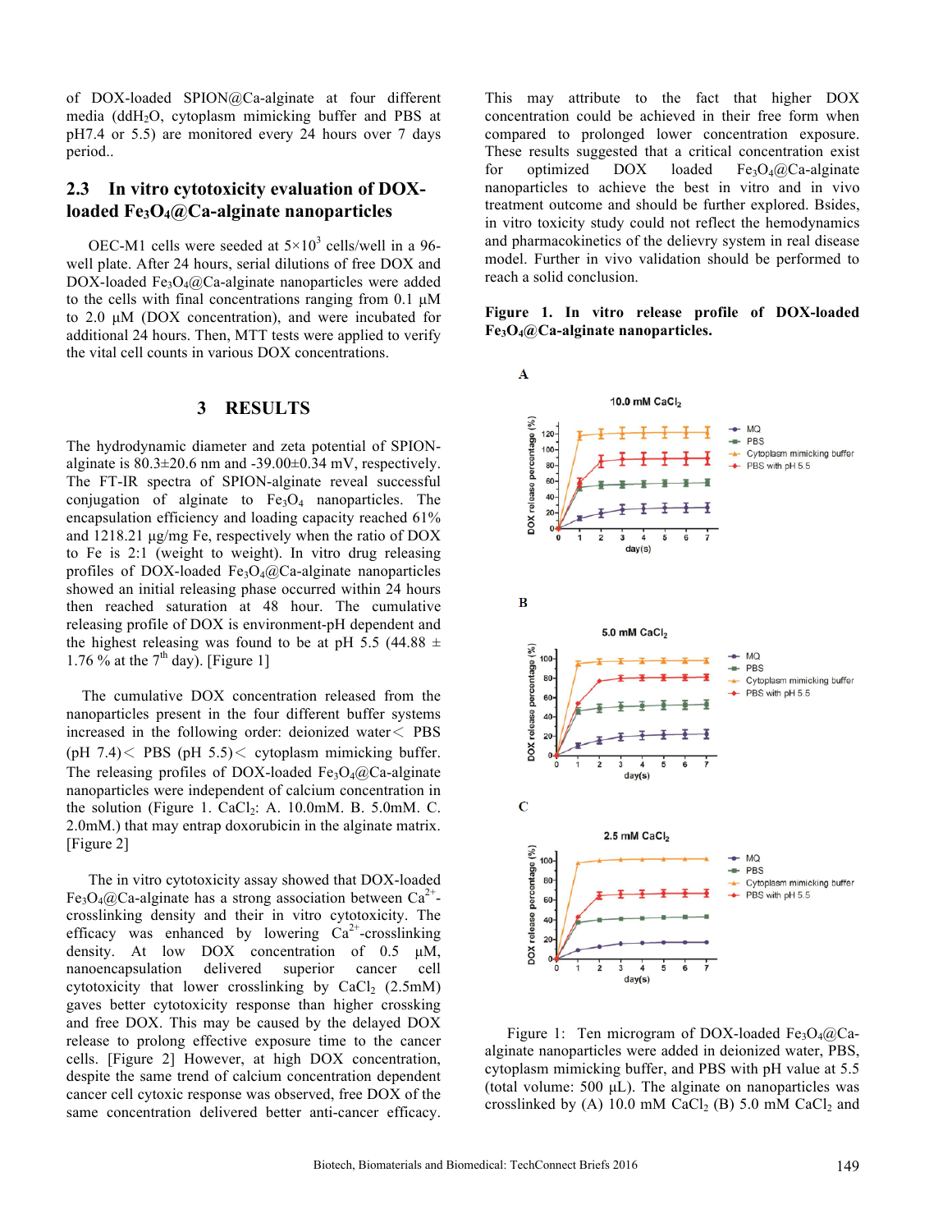of DOX-loaded SPION@Ca-alginate at four different media ($ddH_2O$, cytoplasm mimicking buffer and PBS at pH7.4 or 5.5) are monitored every 24 hours over 7 days period..

## 2.3 In vitro cytotoxicity evaluation of DOX-loaded $Fe_3O_4$@Ca-alginate nanoparticles

OEC-M1 cells were seeded at $5×10^3$ cells/well in a 96-well plate. After 24 hours, serial dilutions of free DOX and DOX-loaded $Fe_3O_4$@Ca-alginate nanoparticles were added to the cells with final concentrations ranging from 0.1 μM to 2.0 μM (DOX concentration), and were incubated for additional 24 hours. Then, MTT tests were applied to verify the vital cell counts in various DOX concentrations.

# 3 RESULTS

The hydrodynamic diameter and zeta potential of SPION-alginate is 80.3±20.6 nm and -39.00±0.34 mV, respectively. The FT-IR spectra of SPION-alginate reveal successful conjugation of alginate to $Fe_3O_4$ nanoparticles. The encapsulation efficiency and loading capacity reached 61% and 1218.21 μg/mg Fe, respectively when the ratio of DOX to Fe is 2:1 (weight to weight). In vitro drug releasing profiles of DOX-loaded $Fe_3O_4$@Ca-alginate nanoparticles showed an initial releasing phase occurred within 24 hours then reached saturation at 48 hour. The cumulative releasing profile of DOX is environment-pH dependent and the highest releasing was found to be at pH 5.5 (44.88 ± 1.76 % at the $7^{th}$ day). [Figure 1]

The cumulative DOX concentration released from the nanoparticles present in the four different buffer systems increased in the following order: deionized water< PBS (pH 7.4)< PBS (pH 5.5)< cytoplasm mimicking buffer. The releasing profiles of DOX-loaded $Fe_3O_4$@Ca-alginate nanoparticles were independent of calcium concentration in the solution (Figure 1. $CaCl_2$: A. 10.0mM. B. 5.0mM. C. 2.0mM.) that may entrap doxorubicin in the alginate matrix. [Figure 2]

The in vitro cytotoxicity assay showed that DOX-loaded $Fe_3O_4$@Ca-alginate has a strong association between $Ca^{2+}$-crosslinking density and their in vitro cytotoxicity. The efficacy was enhanced by lowering $Ca^{2+}$-crosslinking density. At low DOX concentration of 0.5 μM, nanoencapsulation delivered superior cancer cell cytotoxicity that lower crosslinking by $CaCl_2$ (2.5mM) gaves better cytotoxicity response than higher crossking and free DOX. This may be caused by the delayed DOX release to prolong effective exposure time to the cancer cells. [Figure 2] However, at high DOX concentration, despite the same trend of calcium concentration dependent cancer cell cytoxic response was observed, free DOX of the same concentration delivered better anti-cancer efficacy. This may attribute to the fact that higher DOX concentration could be achieved in their free form when compared to prolonged lower concentration exposure. These results suggested that a critical concentration exist for optimized DOX loaded $Fe_3O_4$@Ca-alginate nanoparticles to achieve the best in vitro and in vivo treatment outcome and should be further explored. Bsides, in vitro toxicity study could not reflect the hemodynamics and pharmacokinetics of the delievry system in real disease model. Further in vivo validation should be performed to reach a solid conclusion.

**Figure 1. In vitro release profile of DOX-loaded $Fe_3O_4$@Ca-alginate nanoparticles.**

Figure 1: Ten microgram of DOX-loaded $Fe_3O_4$@Ca-alginate nanoparticles were added in deionized water, PBS, cytoplasm mimicking buffer, and PBS with pH value at 5.5 (total volume: 500 μL). The alginate on nanoparticles was crosslinked by (A) 10.0 mM $CaCl_2$ (B) 5.0 mM $CaCl_2$ and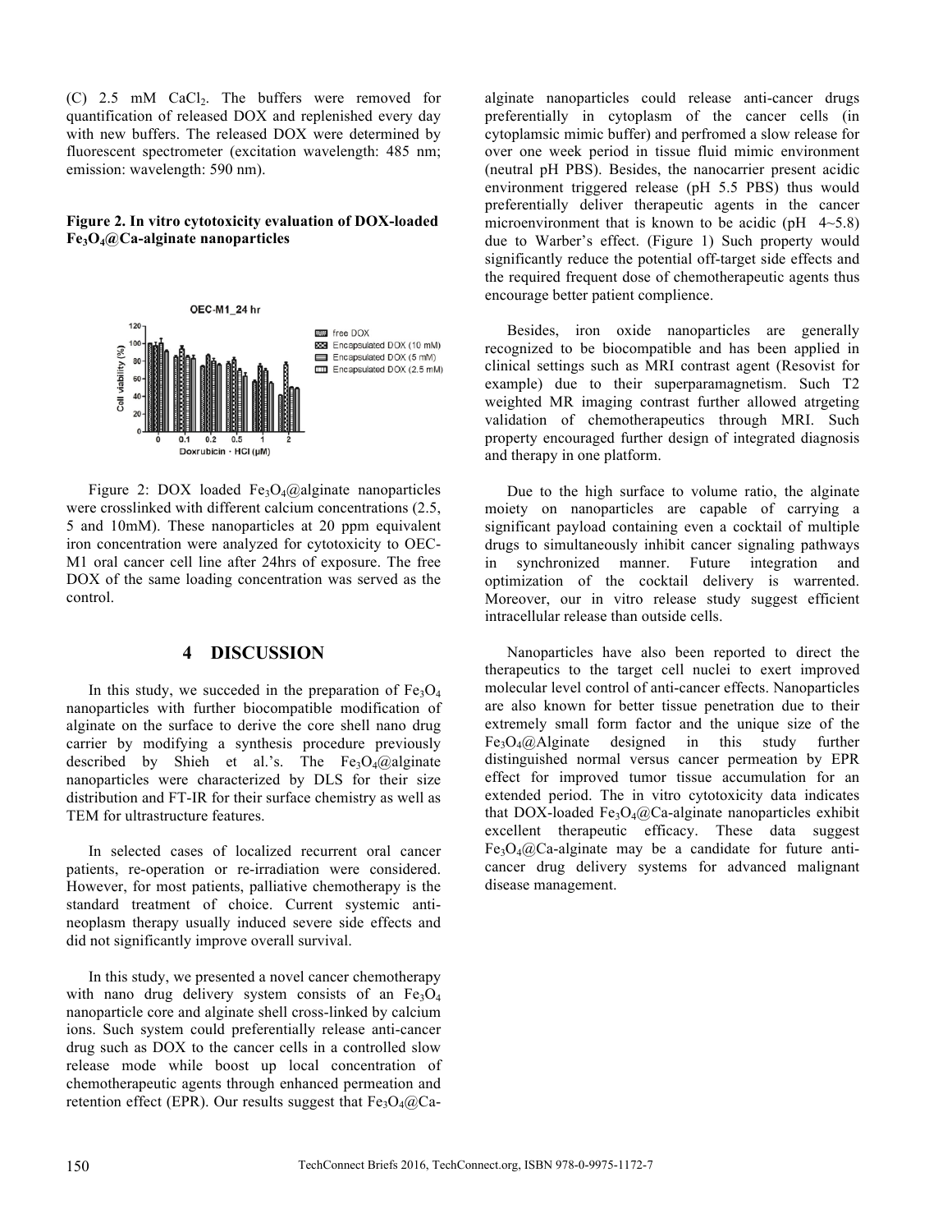(C) 2.5 mM $CaCl_2$. The buffers were removed for quantification of released DOX and replenished every day with new buffers. The released DOX were determined by fluorescent spectrometer (excitation wavelength: 485 nm; emission: wavelength: 590 nm).

**Figure 2. In vitro cytotoxicity evaluation of DOX-loaded $Fe_3O_4$@Ca-alginate nanoparticles**

Figure 2: DOX loaded $Fe_3O_4$@alginate nanoparticles were crosslinked with different calcium concentrations (2.5, 5 and 10mM). These nanoparticles at 20 ppm equivalent iron concentration were analyzed for cytotoxicity to OEC-M1 oral cancer cell line after 24hrs of exposure. The free DOX of the same loading concentration was served as the control.

## 4 DISCUSSION

In this study, we succeded in the preparation of $Fe_3O_4$ nanoparticles with further biocompatible modification of alginate on the surface to derive the core shell nano drug carrier by modifying a synthesis procedure previously described by Shieh et al.'s. The $Fe_3O_4$@alginate nanoparticles were characterized by DLS for their size distribution and FT-IR for their surface chemistry as well as TEM for ultrastructure features.

In selected cases of localized recurrent oral cancer patients, re-operation or re-irradiation were considered. However, for most patients, palliative chemotherapy is the standard treatment of choice. Current systemic anti-neoplasm therapy usually induced severe side effects and did not significantly improve overall survival.

In this study, we presented a novel cancer chemotherapy with nano drug delivery system consists of an $Fe_3O_4$ nanoparticle core and alginate shell cross-linked by calcium ions. Such system could preferentially release anti-cancer drug such as DOX to the cancer cells in a controlled slow release mode while boost up local concentration of chemotherapeutic agents through enhanced permeation and retention effect (EPR). Our results suggest that $Fe_3O_4$@Ca-alginate nanoparticles could release anti-cancer drugs preferentially in cytoplasm of the cancer cells (in cytoplamsic mimic buffer) and perfromed a slow release for over one week period in tissue fluid mimic environment (neutral pH PBS). Besides, the nanocarrier present acidic environment triggered release (pH 5.5 PBS) thus would preferentially deliver therapeutic agents in the cancer microenvironment that is known to be acidic (pH 4~5.8) due to Warber's effect. (Figure 1) Such property would significantly reduce the potential off-target side effects and the required frequent dose of chemotherapeutic agents thus encourage better patient complience.

Besides, iron oxide nanoparticles are generally recognized to be biocompatible and has been applied in clinical settings such as MRI contrast agent (Resovist for example) due to their superparamagnetism. Such T2 weighted MR imaging contrast further allowed atrgeting validation of chemotherapeutics through MRI. Such property encouraged further design of integrated diagnosis and therapy in one platform.

Due to the high surface to volume ratio, the alginate moiety on nanoparticles are capable of carrying a significant payload containing even a cocktail of multiple drugs to simultaneously inhibit cancer signaling pathways in synchronized manner. Future integration and optimization of the cocktail delivery is warrented. Moreover, our in vitro release study suggest efficient intracellular release than outside cells.

Nanoparticles have also been reported to direct the therapeutics to the target cell nuclei to exert improved molecular level control of anti-cancer effects. Nanoparticles are also known for better tissue penetration due to their extremely small form factor and the unique size of the $Fe_3O_4$@Alginate designed in this study further distinguished normal versus cancer permeation by EPR effect for improved tumor tissue accumulation for an extended period. The in vitro cytotoxicity data indicates that DOX-loaded $Fe_3O_4$@Ca-alginate nanoparticles exhibit excellent therapeutic efficacy. These data suggest $Fe_3O_4$@Ca-alginate may be a candidate for future anti-cancer drug delivery systems for advanced malignant disease management.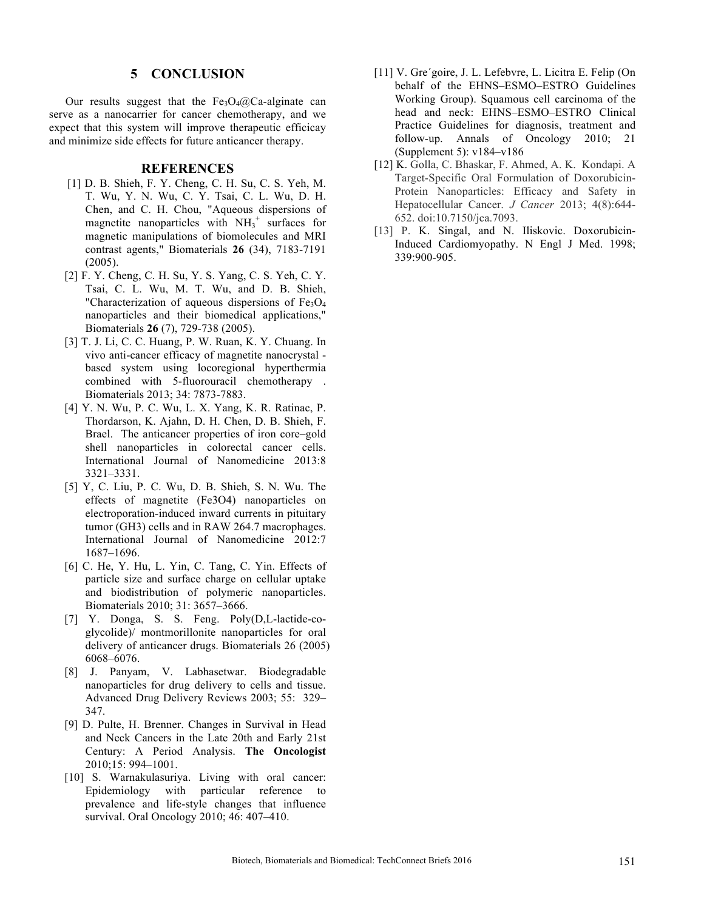## 5 CONCLUSION

Our results suggest that the $Fe_3O_4$@Ca-alginate can serve as a nanocarrier for cancer chemotherapy, and we expect that this system will improve therapeutic efficicay and minimize side effects for future anticancer therapy.

## REFERENCES

[1] D. B. Shieh, F. Y. Cheng, C. H. Su, C. S. Yeh, M. T. Wu, Y. N. Wu, C. Y. Tsai, C. L. Wu, D. H. Chen, and C. H. Chou, "Aqueous dispersions of magnetite nanoparticles with $NH_3^+$ surfaces for magnetic manipulations of biomolecules and MRI contrast agents," Biomaterials **26** (34), 7183-7191 (2005).

[2] F. Y. Cheng, C. H. Su, Y. S. Yang, C. S. Yeh, C. Y. Tsai, C. L. Wu, M. T. Wu, and D. B. Shieh, "Characterization of aqueous dispersions of $Fe_3O_4$ nanoparticles and their biomedical applications," Biomaterials **26** (7), 729-738 (2005).

[3] T. J. Li, C. C. Huang, P. W. Ruan, K. Y. Chuang. In vivo anti-cancer efficacy of magnetite nanocrystal - based system using locoregional hyperthermia combined with 5-fluorouracil chemotherapy . Biomaterials 2013; 34: 7873-7883.

[4] Y. N. Wu, P. C. Wu, L. X. Yang, K. R. Ratinac, P. Thordarson, K. Ajahn, D. H. Chen, D. B. Shieh, F. Brael. The anticancer properties of iron core–gold shell nanoparticles in colorectal cancer cells. International Journal of Nanomedicine 2013:8 3321–3331.

[5] Y, C. Liu, P. C. Wu, D. B. Shieh, S. N. Wu. The effects of magnetite (Fe3O4) nanoparticles on electroporation-induced inward currents in pituitary tumor (GH3) cells and in RAW 264.7 macrophages. International Journal of Nanomedicine 2012:7 1687–1696.

[6] C. He, Y. Hu, L. Yin, C. Tang, C. Yin. Effects of particle size and surface charge on cellular uptake and biodistribution of polymeric nanoparticles. Biomaterials 2010; 31: 3657–3666.

[7] Y. Donga, S. S. Feng. Poly(D,L-lactide-co-glycolide)/ montmorillonite nanoparticles for oral delivery of anticancer drugs. Biomaterials 26 (2005) 6068–6076.

[8] J. Panyam, V. Labhasetwar. Biodegradable nanoparticles for drug delivery to cells and tissue. Advanced Drug Delivery Reviews 2003; 55: 329–347.

[9] D. Pulte, H. Brenner. Changes in Survival in Head and Neck Cancers in the Late 20th and Early 21st Century: A Period Analysis. **The Oncologist** 2010;15: 994–1001.

[10] S. Warnakulasuriya. Living with oral cancer: Epidemiology with particular reference to prevalence and life-style changes that influence survival. Oral Oncology 2010; 46: 407–410.

[11] V. Gre´goire, J. L. Lefebvre, L. Licitra E. Felip (On behalf of the EHNS–ESMO–ESTRO Guidelines Working Group). Squamous cell carcinoma of the head and neck: EHNS–ESMO–ESTRO Clinical Practice Guidelines for diagnosis, treatment and follow-up. Annals of Oncology 2010; 21 (Supplement 5): v184–v186

[12] K. Golla, C. Bhaskar, F. Ahmed, A. K. Kondapi. A Target-Specific Oral Formulation of Doxorubicin-Protein Nanoparticles: Efficacy and Safety in Hepatocellular Cancer. *J Cancer* 2013; 4(8):644-652. doi:10.7150/jca.7093.

[13] P. K. Singal, and N. Iliskovic. Doxorubicin-Induced Cardiomyopathy. N Engl J Med. 1998; 339:900-905.